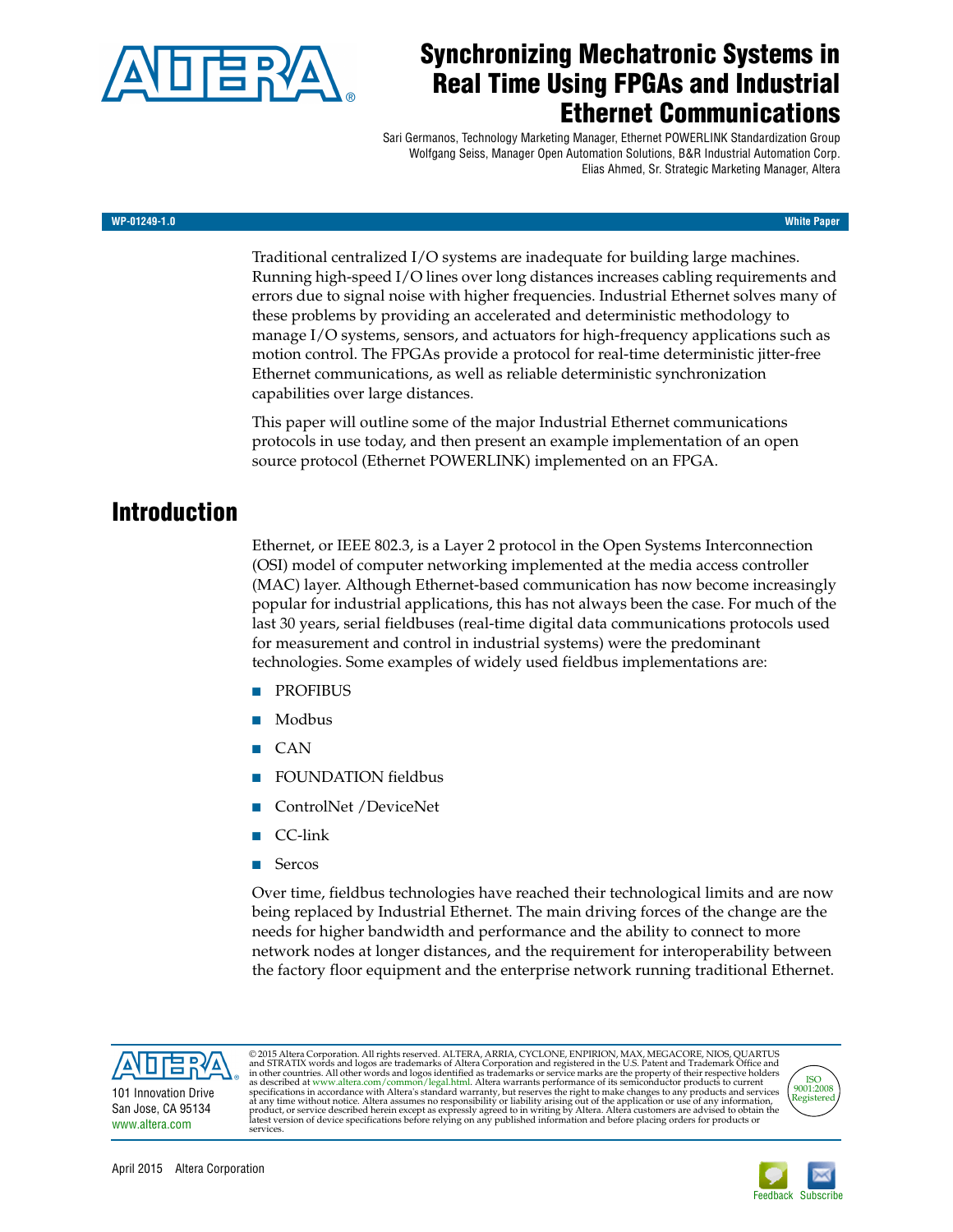# Synchronizing Mechatronic Systems in Real Time Using FPGAs and Industrial Ethernet Communications

Sari Germanos, Technology Marketing Manager, Ethernet POWERLINK Standardization Group
Wolfgang Seiss, Manager Open Automation Solutions, B&R Industrial Automation Corp.
Elias Ahmed, Sr. Strategic Marketing Manager, Altera

WP-01249-1.0 — White Paper

Traditional centralized I/O systems are inadequate for building large machines. Running high-speed I/O lines over long distances increases cabling requirements and errors due to signal noise with higher frequencies. Industrial Ethernet solves many of these problems by providing an accelerated and deterministic methodology to manage I/O systems, sensors, and actuators for high-frequency applications such as motion control. The FPGAs provide a protocol for real-time deterministic jitter-free Ethernet communications, as well as reliable deterministic synchronization capabilities over large distances.

This paper will outline some of the major Industrial Ethernet communications protocols in use today, and then present an example implementation of an open source protocol (Ethernet POWERLINK) implemented on an FPGA.

## Introduction

Ethernet, or IEEE 802.3, is a Layer 2 protocol in the Open Systems Interconnection (OSI) model of computer networking implemented at the media access controller (MAC) layer. Although Ethernet-based communication has now become increasingly popular for industrial applications, this has not always been the case. For much of the last 30 years, serial fieldbuses (real-time digital data communications protocols used for measurement and control in industrial systems) were the predominant technologies. Some examples of widely used fieldbus implementations are:

- PROFIBUS
- Modbus
- CAN
- FOUNDATION fieldbus
- ControlNet /DeviceNet
- CC-link
- Sercos

Over time, fieldbus technologies have reached their technological limits and are now being replaced by Industrial Ethernet. The main driving forces of the change are the needs for higher bandwidth and performance and the ability to connect to more network nodes at longer distances, and the requirement for interoperability between the factory floor equipment and the enterprise network running traditional Ethernet.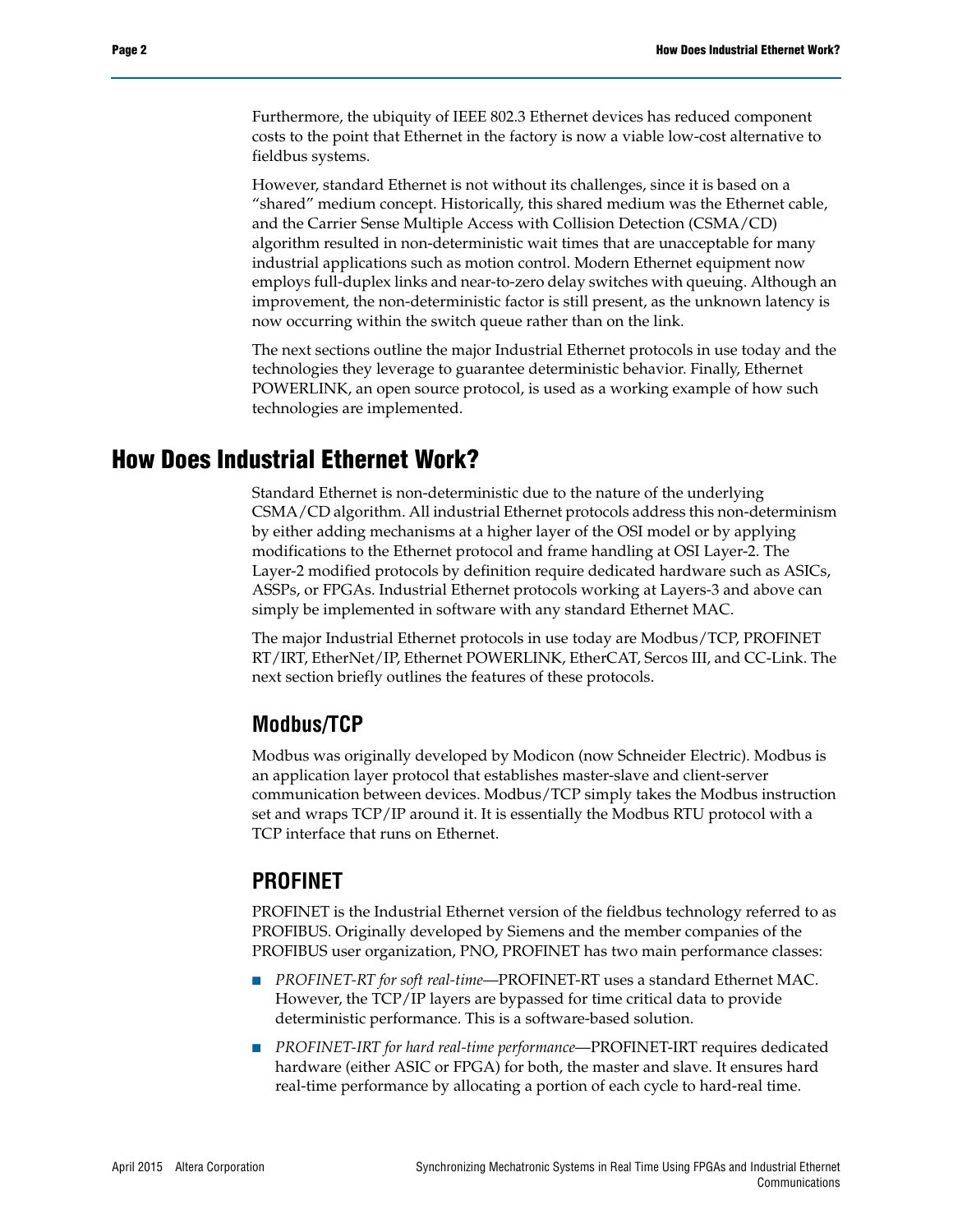Furthermore, the ubiquity of IEEE 802.3 Ethernet devices has reduced component costs to the point that Ethernet in the factory is now a viable low-cost alternative to fieldbus systems.

However, standard Ethernet is not without its challenges, since it is based on a "shared" medium concept. Historically, this shared medium was the Ethernet cable, and the Carrier Sense Multiple Access with Collision Detection (CSMA/CD) algorithm resulted in non-deterministic wait times that are unacceptable for many industrial applications such as motion control. Modern Ethernet equipment now employs full-duplex links and near-to-zero delay switches with queuing. Although an improvement, the non-deterministic factor is still present, as the unknown latency is now occurring within the switch queue rather than on the link.

The next sections outline the major Industrial Ethernet protocols in use today and the technologies they leverage to guarantee deterministic behavior. Finally, Ethernet POWERLINK, an open source protocol, is used as a working example of how such technologies are implemented.

# How Does Industrial Ethernet Work?

Standard Ethernet is non-deterministic due to the nature of the underlying CSMA/CD algorithm. All industrial Ethernet protocols address this non-determinism by either adding mechanisms at a higher layer of the OSI model or by applying modifications to the Ethernet protocol and frame handling at OSI Layer-2. The Layer-2 modified protocols by definition require dedicated hardware such as ASICs, ASSPs, or FPGAs. Industrial Ethernet protocols working at Layers-3 and above can simply be implemented in software with any standard Ethernet MAC.

The major Industrial Ethernet protocols in use today are Modbus/TCP, PROFINET RT/IRT, EtherNet/IP, Ethernet POWERLINK, EtherCAT, Sercos III, and CC-Link. The next section briefly outlines the features of these protocols.

## Modbus/TCP

Modbus was originally developed by Modicon (now Schneider Electric). Modbus is an application layer protocol that establishes master-slave and client-server communication between devices. Modbus/TCP simply takes the Modbus instruction set and wraps TCP/IP around it. It is essentially the Modbus RTU protocol with a TCP interface that runs on Ethernet.

## PROFINET

PROFINET is the Industrial Ethernet version of the fieldbus technology referred to as PROFIBUS. Originally developed by Siemens and the member companies of the PROFIBUS user organization, PNO, PROFINET has two main performance classes:

- *PROFINET-RT for soft real-time*—PROFINET-RT uses a standard Ethernet MAC. However, the TCP/IP layers are bypassed for time critical data to provide deterministic performance. This is a software-based solution.
- *PROFINET-IRT for hard real-time performance*—PROFINET-IRT requires dedicated hardware (either ASIC or FPGA) for both, the master and slave. It ensures hard real-time performance by allocating a portion of each cycle to hard-real time.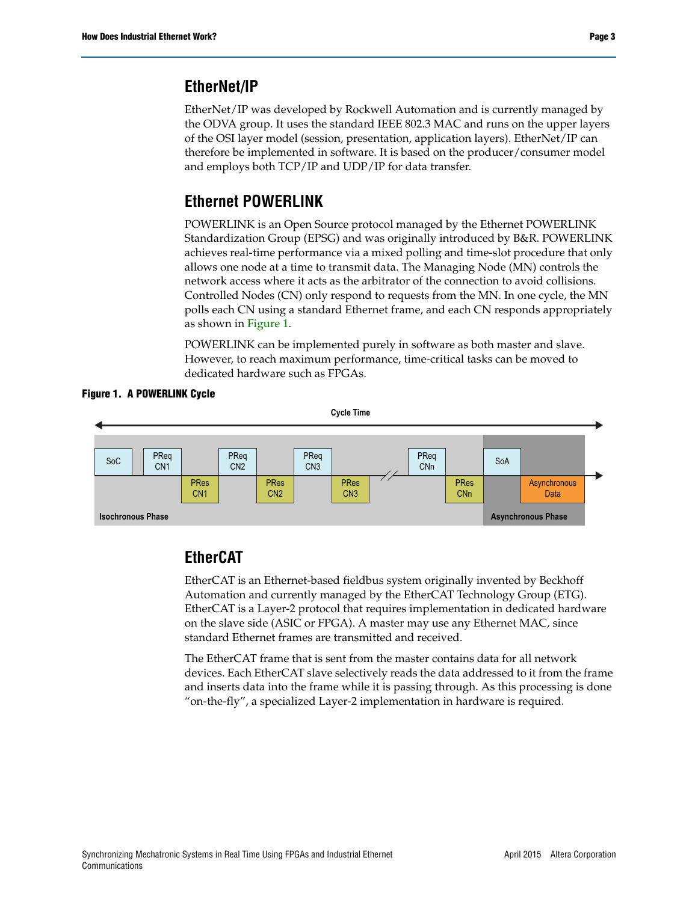## EtherNet/IP

EtherNet/IP was developed by Rockwell Automation and is currently managed by the ODVA group. It uses the standard IEEE 802.3 MAC and runs on the upper layers of the OSI layer model (session, presentation, application layers). EtherNet/IP can therefore be implemented in software. It is based on the producer/consumer model and employs both TCP/IP and UDP/IP for data transfer.

## Ethernet POWERLINK

POWERLINK is an Open Source protocol managed by the Ethernet POWERLINK Standardization Group (EPSG) and was originally introduced by B&R. POWERLINK achieves real-time performance via a mixed polling and time-slot procedure that only allows one node at a time to transmit data. The Managing Node (MN) controls the network access where it acts as the arbitrator of the connection to avoid collisions. Controlled Nodes (CN) only respond to requests from the MN. In one cycle, the MN polls each CN using a standard Ethernet frame, and each CN responds appropriately as shown in Figure 1.

POWERLINK can be implemented purely in software as both master and slave. However, to reach maximum performance, time-critical tasks can be moved to dedicated hardware such as FPGAs.

**Figure 1. A POWERLINK Cycle**

Cycle Time

SoC | PReq CN1 | PRes CN1 | PReq CN2 | PRes CN2 | PReq CN3 | PRes CN3 | PReq CNn | PRes CNn | SoA | Asynchronous Data

Isochronous Phase — Asynchronous Phase

## EtherCAT

EtherCAT is an Ethernet-based fieldbus system originally invented by Beckhoff Automation and currently managed by the EtherCAT Technology Group (ETG). EtherCAT is a Layer-2 protocol that requires implementation in dedicated hardware on the slave side (ASIC or FPGA). A master may use any Ethernet MAC, since standard Ethernet frames are transmitted and received.

The EtherCAT frame that is sent from the master contains data for all network devices. Each EtherCAT slave selectively reads the data addressed to it from the frame and inserts data into the frame while it is passing through. As this processing is done "on-the-fly", a specialized Layer-2 implementation in hardware is required.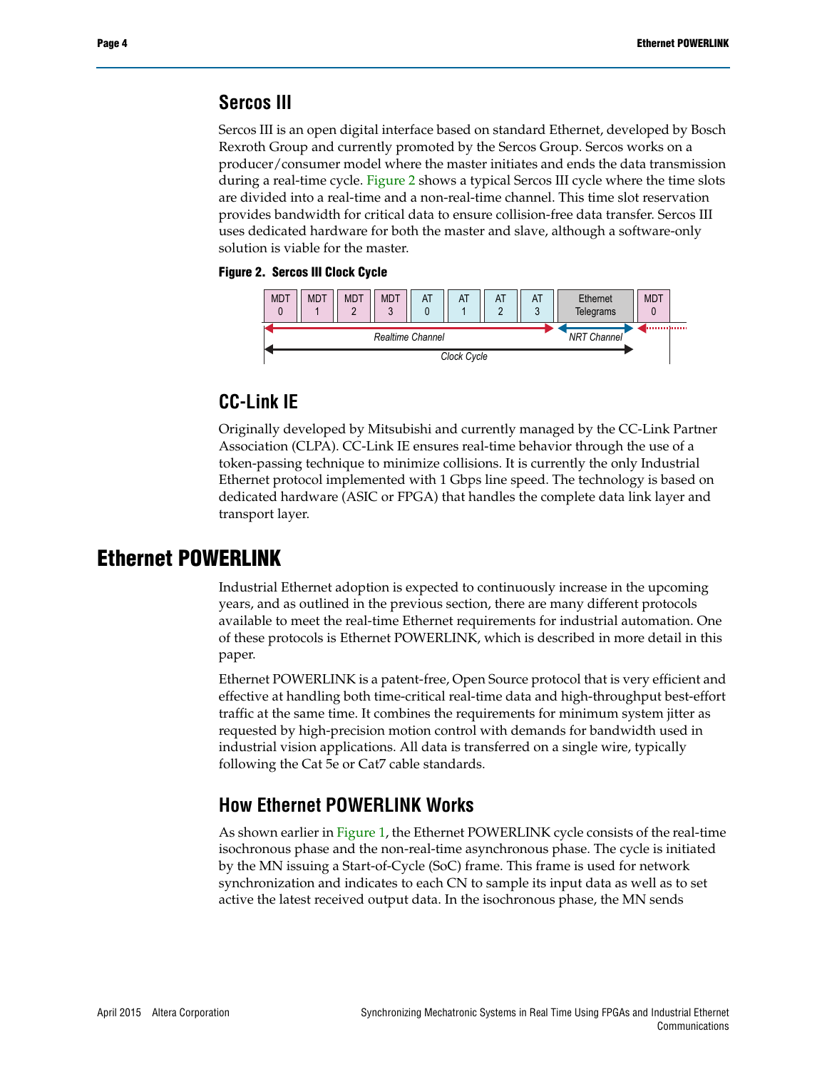## Sercos III

Sercos III is an open digital interface based on standard Ethernet, developed by Bosch Rexroth Group and currently promoted by the Sercos Group. Sercos works on a producer/consumer model where the master initiates and ends the data transmission during a real-time cycle. Figure 2 shows a typical Sercos III cycle where the time slots are divided into a real-time and a non-real-time channel. This time slot reservation provides bandwidth for critical data to ensure collision-free data transfer. Sercos III uses dedicated hardware for both the master and slave, although a software-only solution is viable for the master.

**Figure 2. Sercos III Clock Cycle**

| MDT 0 | MDT 1 | MDT 2 | MDT 3 | AT 0 | AT 1 | AT 2 | AT 3 | Ethernet Telegrams | MDT 0 |
|---|---|---|---|---|---|---|---|---|---|
| Realtime Channel | | | | | | | | NRT Channel | |
| Clock Cycle | | | | | | | | | |

## CC-Link IE

Originally developed by Mitsubishi and currently managed by the CC-Link Partner Association (CLPA). CC-Link IE ensures real-time behavior through the use of a token-passing technique to minimize collisions. It is currently the only Industrial Ethernet protocol implemented with 1 Gbps line speed. The technology is based on dedicated hardware (ASIC or FPGA) that handles the complete data link layer and transport layer.

# Ethernet POWERLINK

Industrial Ethernet adoption is expected to continuously increase in the upcoming years, and as outlined in the previous section, there are many different protocols available to meet the real-time Ethernet requirements for industrial automation. One of these protocols is Ethernet POWERLINK, which is described in more detail in this paper.

Ethernet POWERLINK is a patent-free, Open Source protocol that is very efficient and effective at handling both time-critical real-time data and high-throughput best-effort traffic at the same time. It combines the requirements for minimum system jitter as requested by high-precision motion control with demands for bandwidth used in industrial vision applications. All data is transferred on a single wire, typically following the Cat 5e or Cat7 cable standards.

## How Ethernet POWERLINK Works

As shown earlier in Figure 1, the Ethernet POWERLINK cycle consists of the real-time isochronous phase and the non-real-time asynchronous phase. The cycle is initiated by the MN issuing a Start-of-Cycle (SoC) frame. This frame is used for network synchronization and indicates to each CN to sample its input data as well as to set active the latest received output data. In the isochronous phase, the MN sends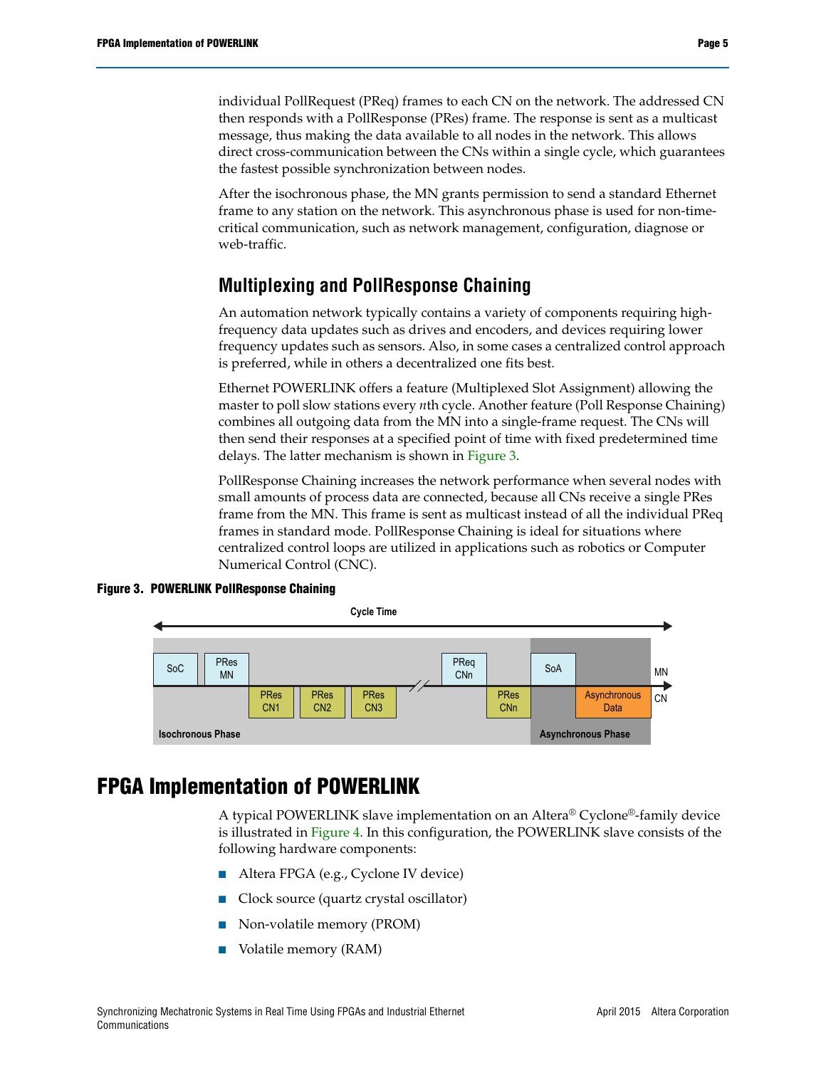individual PollRequest (PReq) frames to each CN on the network. The addressed CN then responds with a PollResponse (PRes) frame. The response is sent as a multicast message, thus making the data available to all nodes in the network. This allows direct cross-communication between the CNs within a single cycle, which guarantees the fastest possible synchronization between nodes.

After the isochronous phase, the MN grants permission to send a standard Ethernet frame to any station on the network. This asynchronous phase is used for non-time-critical communication, such as network management, configuration, diagnose or web-traffic.

### Multiplexing and PollResponse Chaining

An automation network typically contains a variety of components requiring high-frequency data updates such as drives and encoders, and devices requiring lower frequency updates such as sensors. Also, in some cases a centralized control approach is preferred, while in others a decentralized one fits best.

Ethernet POWERLINK offers a feature (Multiplexed Slot Assignment) allowing the master to poll slow stations every *n*th cycle. Another feature (Poll Response Chaining) combines all outgoing data from the MN into a single-frame request. The CNs will then send their responses at a specified point of time with fixed predetermined time delays. The latter mechanism is shown in Figure 3.

PollResponse Chaining increases the network performance when several nodes with small amounts of process data are connected, because all CNs receive a single PRes frame from the MN. This frame is sent as multicast instead of all the individual PReq frames in standard mode. PollResponse Chaining is ideal for situations where centralized control loops are utilized in applications such as robotics or Computer Numerical Control (CNC).

**Figure 3. POWERLINK PollResponse Chaining**

Cycle Time

SoC | PRes MN | PRes CN1 | PRes CN2 | PRes CN3 | PReq CNn | PRes CNn | SoA | Asynchronous Data | MN | CN

Isochronous Phase | Asynchronous Phase

## FPGA Implementation of POWERLINK

A typical POWERLINK slave implementation on an Altera® Cyclone®-family device is illustrated in Figure 4. In this configuration, the POWERLINK slave consists of the following hardware components:

- Altera FPGA (e.g., Cyclone IV device)
- Clock source (quartz crystal oscillator)
- Non-volatile memory (PROM)
- Volatile memory (RAM)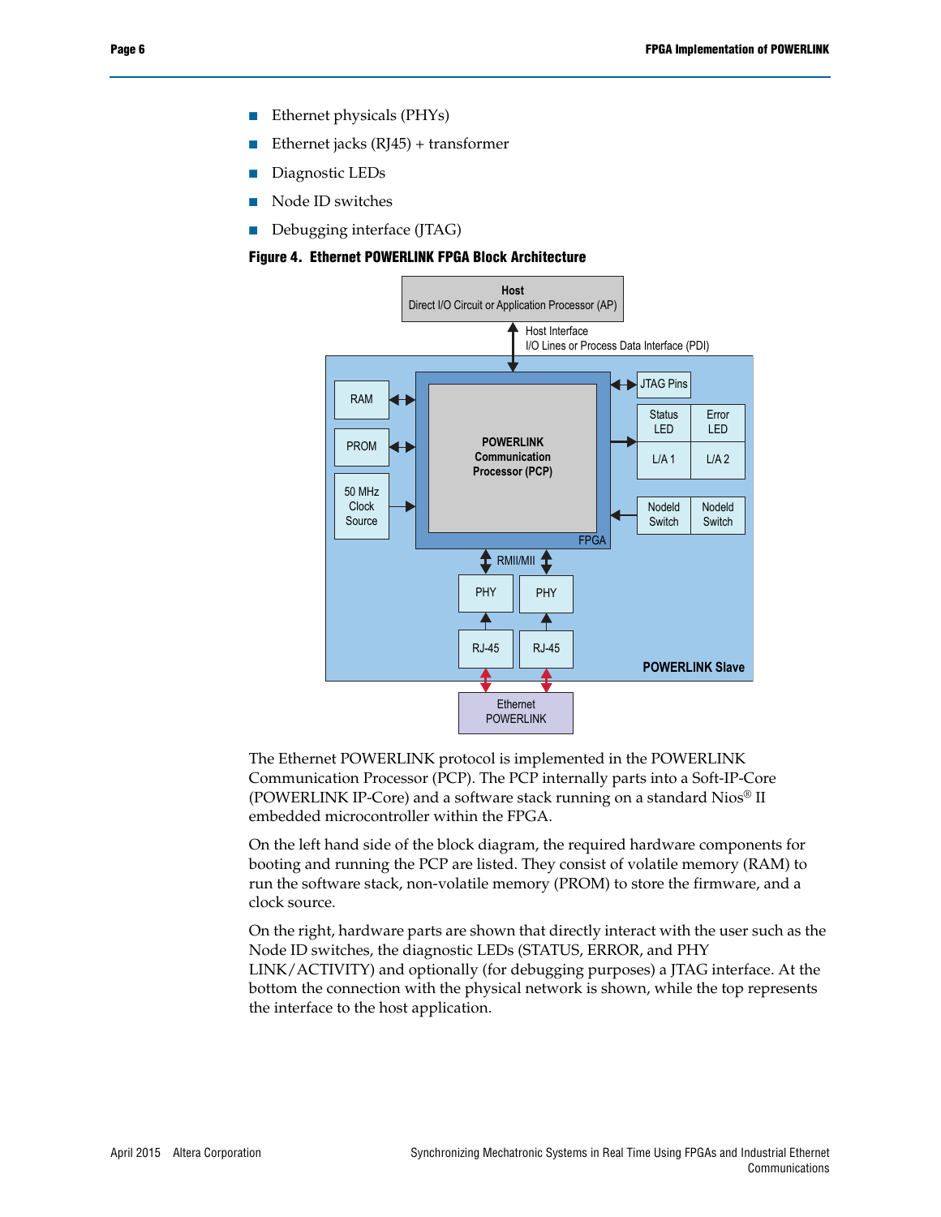- Ethernet physicals (PHYs)
- Ethernet jacks (RJ45) + transformer
- Diagnostic LEDs
- Node ID switches
- Debugging interface (JTAG)

**Figure 4. Ethernet POWERLINK FPGA Block Architecture**

The Ethernet POWERLINK protocol is implemented in the POWERLINK Communication Processor (PCP). The PCP internally parts into a Soft-IP-Core (POWERLINK IP-Core) and a software stack running on a standard Nios® II embedded microcontroller within the FPGA.

On the left hand side of the block diagram, the required hardware components for booting and running the PCP are listed. They consist of volatile memory (RAM) to run the software stack, non-volatile memory (PROM) to store the firmware, and a clock source.

On the right, hardware parts are shown that directly interact with the user such as the Node ID switches, the diagnostic LEDs (STATUS, ERROR, and PHY LINK/ACTIVITY) and optionally (for debugging purposes) a JTAG interface. At the bottom the connection with the physical network is shown, while the top represents the interface to the host application.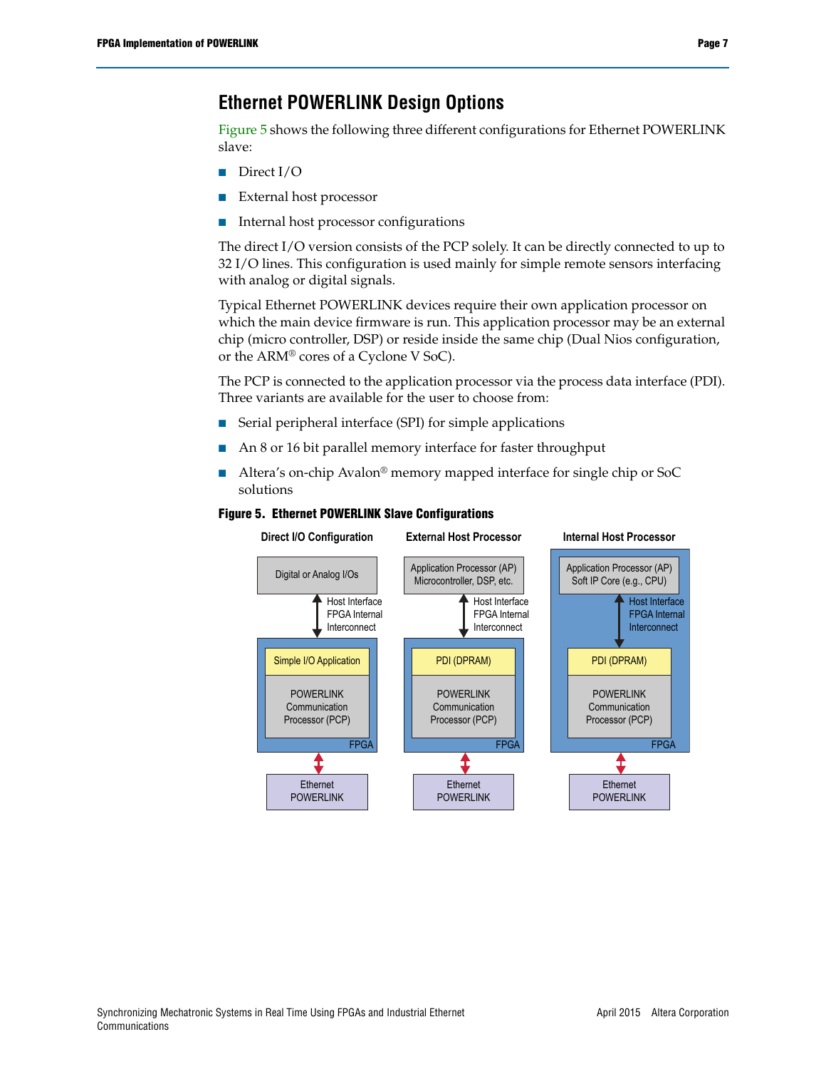## Ethernet POWERLINK Design Options

Figure 5 shows the following three different configurations for Ethernet POWERLINK slave:

- Direct I/O
- External host processor
- Internal host processor configurations

The direct I/O version consists of the PCP solely. It can be directly connected to up to 32 I/O lines. This configuration is used mainly for simple remote sensors interfacing with analog or digital signals.

Typical Ethernet POWERLINK devices require their own application processor on which the main device firmware is run. This application processor may be an external chip (micro controller, DSP) or reside inside the same chip (Dual Nios configuration, or the ARM® cores of a Cyclone V SoC).

The PCP is connected to the application processor via the process data interface (PDI). Three variants are available for the user to choose from:

- Serial peripheral interface (SPI) for simple applications
- An 8 or 16 bit parallel memory interface for faster throughput
- Altera's on-chip Avalon® memory mapped interface for single chip or SoC solutions

**Figure 5. Ethernet POWERLINK Slave Configurations**

| Direct I/O Configuration | External Host Processor | Internal Host Processor |
|---|---|---|
| Digital or Analog I/Os | Application Processor (AP) Microcontroller, DSP, etc. | Application Processor (AP) Soft IP Core (e.g., CPU) |
| Host Interface FPGA Internal Interconnect | Host Interface FPGA Internal Interconnect | Host Interface FPGA Internal Interconnect |
| FPGA: Simple I/O Application; POWERLINK Communication Processor (PCP) | FPGA: PDI (DPRAM); POWERLINK Communication Processor (PCP) | FPGA: PDI (DPRAM); POWERLINK Communication Processor (PCP) |
| Ethernet POWERLINK | Ethernet POWERLINK | Ethernet POWERLINK |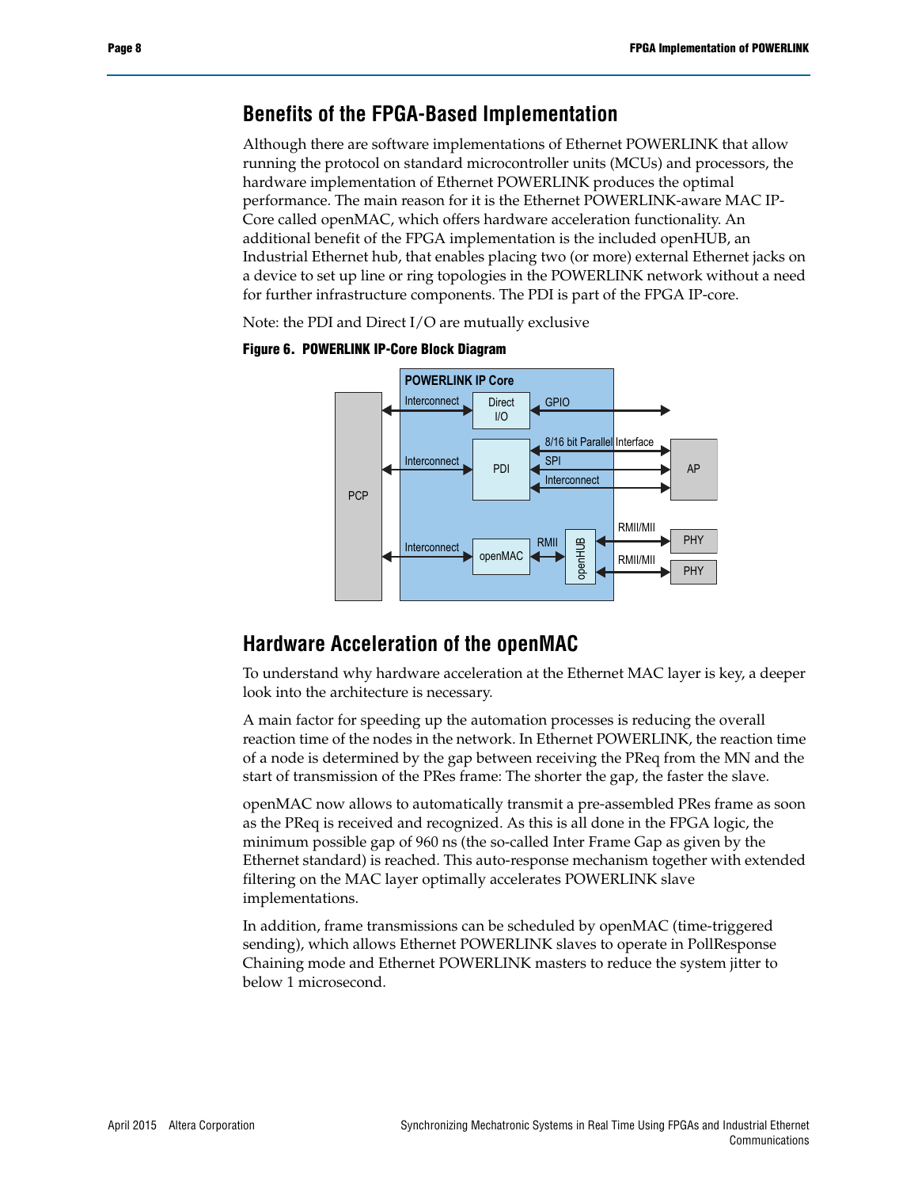## Benefits of the FPGA-Based Implementation

Although there are software implementations of Ethernet POWERLINK that allow running the protocol on standard microcontroller units (MCUs) and processors, the hardware implementation of Ethernet POWERLINK produces the optimal performance. The main reason for it is the Ethernet POWERLINK-aware MAC IP-Core called openMAC, which offers hardware acceleration functionality. An additional benefit of the FPGA implementation is the included openHUB, an Industrial Ethernet hub, that enables placing two (or more) external Ethernet jacks on a device to set up line or ring topologies in the POWERLINK network without a need for further infrastructure components. The PDI is part of the FPGA IP-core.

Note: the PDI and Direct I/O are mutually exclusive

**Figure 6. POWERLINK IP-Core Block Diagram**

## Hardware Acceleration of the openMAC

To understand why hardware acceleration at the Ethernet MAC layer is key, a deeper look into the architecture is necessary.

A main factor for speeding up the automation processes is reducing the overall reaction time of the nodes in the network. In Ethernet POWERLINK, the reaction time of a node is determined by the gap between receiving the PReq from the MN and the start of transmission of the PRes frame: The shorter the gap, the faster the slave.

openMAC now allows to automatically transmit a pre-assembled PRes frame as soon as the PReq is received and recognized. As this is all done in the FPGA logic, the minimum possible gap of 960 ns (the so-called Inter Frame Gap as given by the Ethernet standard) is reached. This auto-response mechanism together with extended filtering on the MAC layer optimally accelerates POWERLINK slave implementations.

In addition, frame transmissions can be scheduled by openMAC (time-triggered sending), which allows Ethernet POWERLINK slaves to operate in PollResponse Chaining mode and Ethernet POWERLINK masters to reduce the system jitter to below 1 microsecond.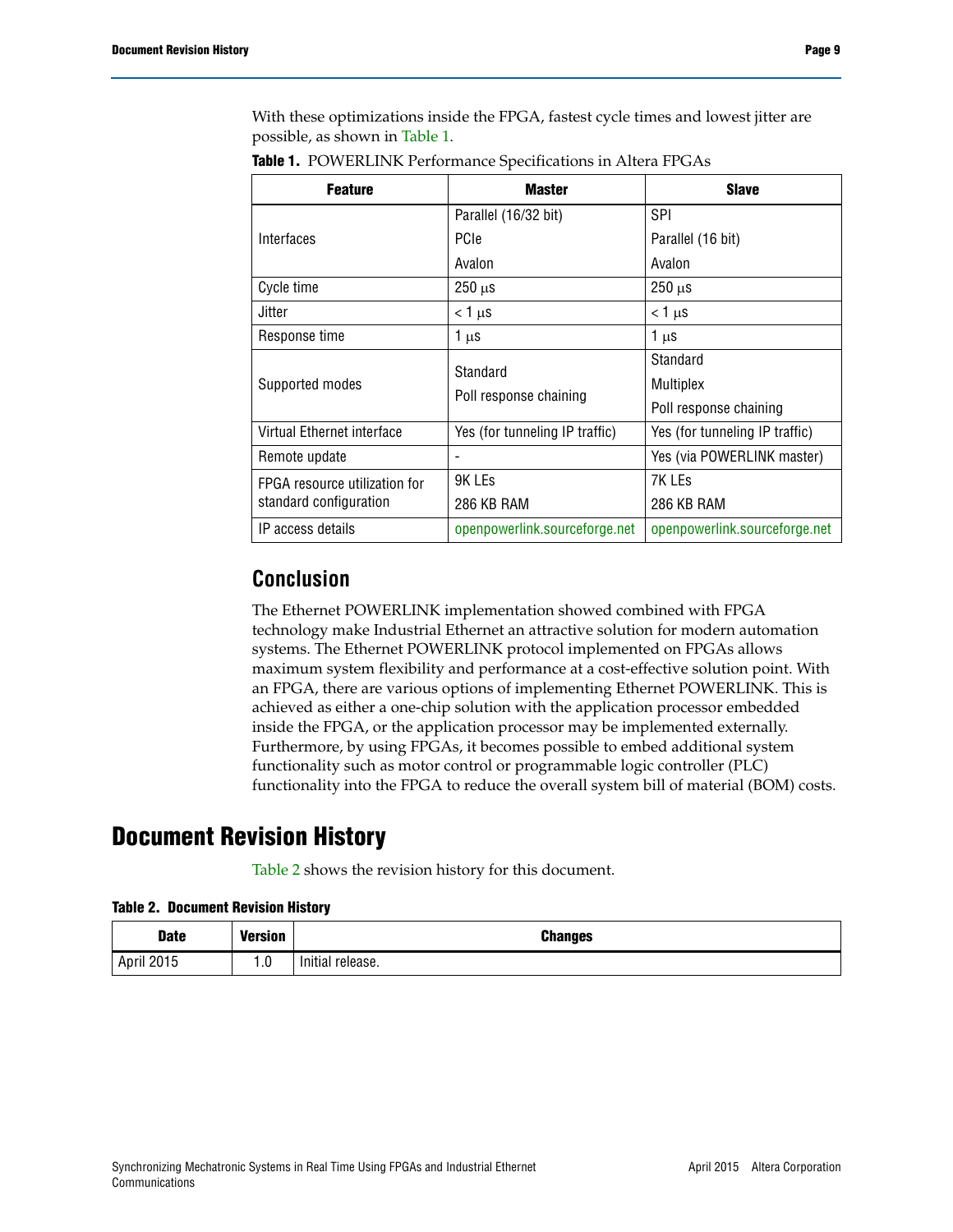With these optimizations inside the FPGA, fastest cycle times and lowest jitter are possible, as shown in Table 1.

**Table 1.** POWERLINK Performance Specifications in Altera FPGAs

| Feature | Master | Slave |
|---|---|---|
| Interfaces | Parallel (16/32 bit)<br>PCIe<br>Avalon | SPI<br>Parallel (16 bit)<br>Avalon |
| Cycle time | 250 µs | 250 µs |
| Jitter | < 1 µs | < 1 µs |
| Response time | 1 µs | 1 µs |
| Supported modes | Standard<br>Poll response chaining | Standard<br>Multiplex<br>Poll response chaining |
| Virtual Ethernet interface | Yes (for tunneling IP traffic) | Yes (for tunneling IP traffic) |
| Remote update | - | Yes (via POWERLINK master) |
| FPGA resource utilization for standard configuration | 9K LEs<br>286 KB RAM | 7K LEs<br>286 KB RAM |
| IP access details | openpowerlink.sourceforge.net | openpowerlink.sourceforge.net |

## Conclusion

The Ethernet POWERLINK implementation showed combined with FPGA technology make Industrial Ethernet an attractive solution for modern automation systems. The Ethernet POWERLINK protocol implemented on FPGAs allows maximum system flexibility and performance at a cost-effective solution point. With an FPGA, there are various options of implementing Ethernet POWERLINK. This is achieved as either a one-chip solution with the application processor embedded inside the FPGA, or the application processor may be implemented externally. Furthermore, by using FPGAs, it becomes possible to embed additional system functionality such as motor control or programmable logic controller (PLC) functionality into the FPGA to reduce the overall system bill of material (BOM) costs.

# Document Revision History

Table 2 shows the revision history for this document.

**Table 2. Document Revision History**

| Date | Version | Changes |
|---|---|---|
| April 2015 | 1.0 | Initial release. |